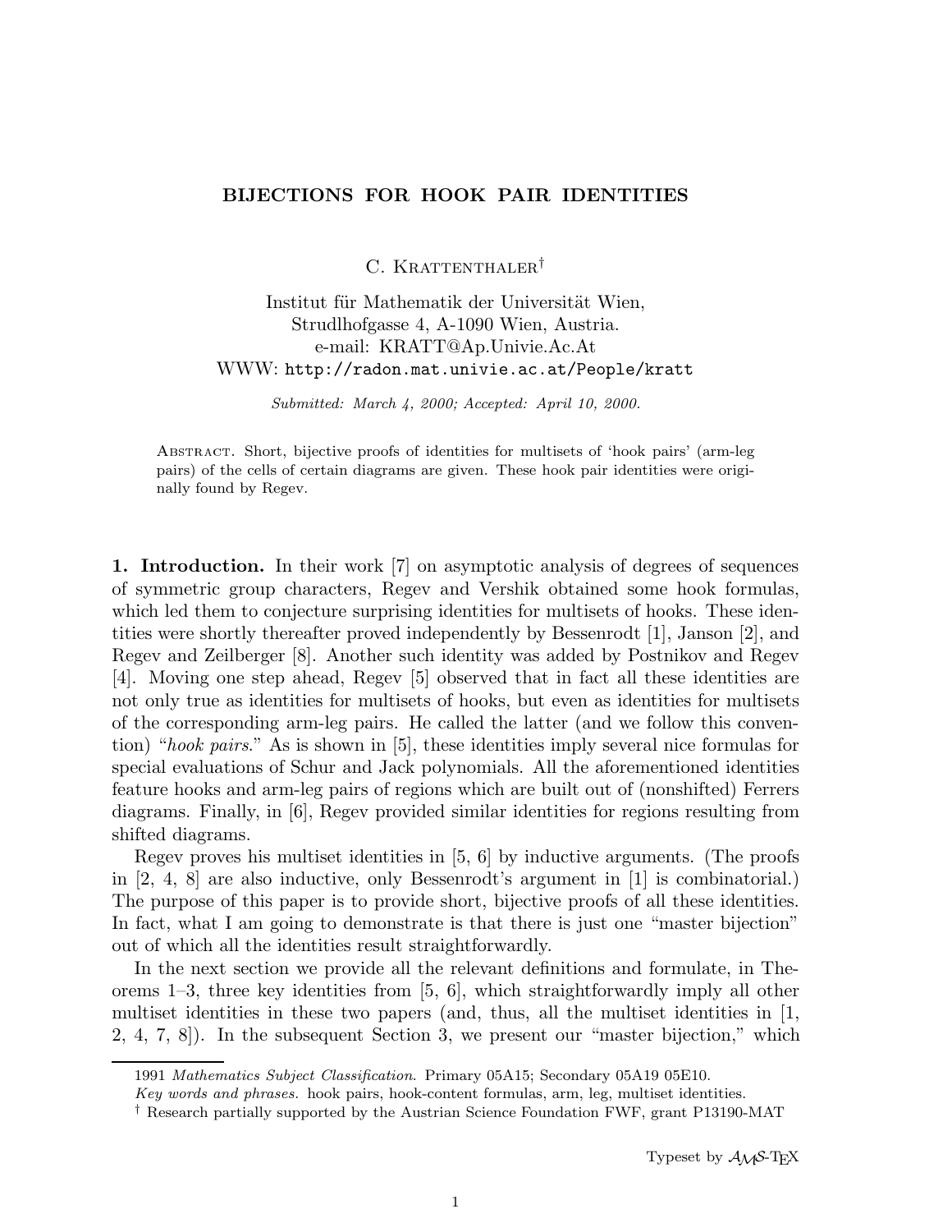# BIJECTIONS FOR HOOK PAIR IDENTITIES

C. Krattenthaler†

Institut für Mathematik der Universität Wien,
Strudlhofgasse 4, A-1090 Wien, Austria.
e-mail: KRATT@Ap.Univie.Ac.At
WWW: http://radon.mat.univie.ac.at/People/kratt

*Submitted: March 4, 2000; Accepted: April 10, 2000.*

Abstract. Short, bijective proofs of identities for multisets of 'hook pairs' (arm-leg pairs) of the cells of certain diagrams are given. These hook pair identities were originally found by Regev.

**1. Introduction.** In their work [7] on asymptotic analysis of degrees of sequences of symmetric group characters, Regev and Vershik obtained some hook formulas, which led them to conjecture surprising identities for multisets of hooks. These identities were shortly thereafter proved independently by Bessenrodt [1], Janson [2], and Regev and Zeilberger [8]. Another such identity was added by Postnikov and Regev [4]. Moving one step ahead, Regev [5] observed that in fact all these identities are not only true as identities for multisets of hooks, but even as identities for multisets of the corresponding arm-leg pairs. He called the latter (and we follow this convention) "*hook pairs*." As is shown in [5], these identities imply several nice formulas for special evaluations of Schur and Jack polynomials. All the aforementioned identities feature hooks and arm-leg pairs of regions which are built out of (nonshifted) Ferrers diagrams. Finally, in [6], Regev provided similar identities for regions resulting from shifted diagrams.

Regev proves his multiset identities in [5, 6] by inductive arguments. (The proofs in [2, 4, 8] are also inductive, only Bessenrodt's argument in [1] is combinatorial.) The purpose of this paper is to provide short, bijective proofs of all these identities. In fact, what I am going to demonstrate is that there is just one "master bijection" out of which all the identities result straightforwardly.

In the next section we provide all the relevant definitions and formulate, in Theorems 1–3, three key identities from [5, 6], which straightforwardly imply all other multiset identities in these two papers (and, thus, all the multiset identities in [1, 2, 4, 7, 8]). In the subsequent Section 3, we present our "master bijection," which

---

1991 *Mathematics Subject Classification.* Primary 05A15; Secondary 05A19 05E10.

*Key words and phrases.* hook pairs, hook-content formulas, arm, leg, multiset identities.

† Research partially supported by the Austrian Science Foundation FWF, grant P13190-MAT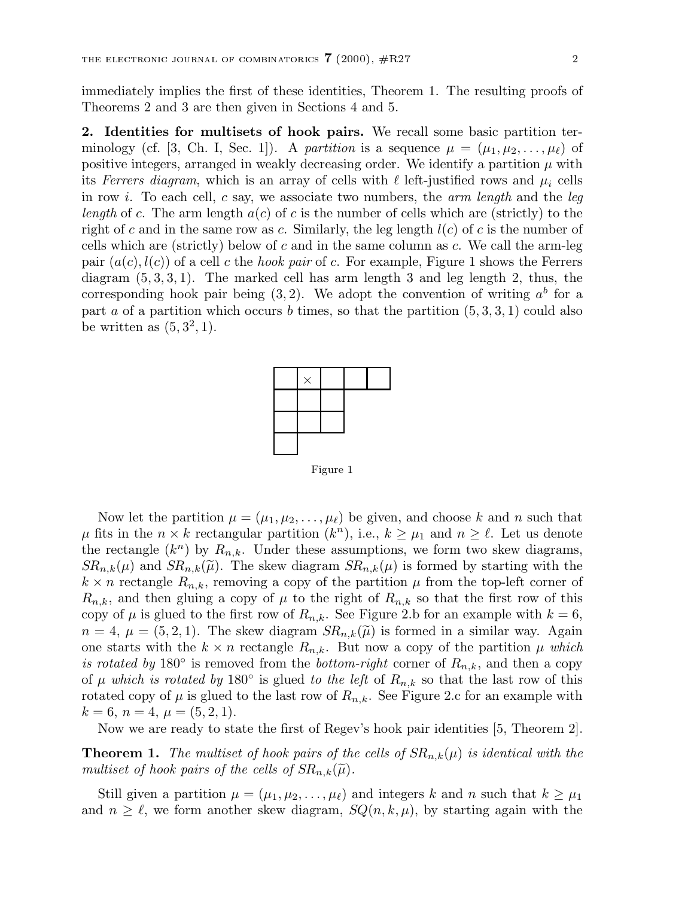immediately implies the first of these identities, Theorem 1. The resulting proofs of Theorems 2 and 3 are then given in Sections 4 and 5.

**2. Identities for multisets of hook pairs.** We recall some basic partition terminology (cf. [3, Ch. I, Sec. 1]). A *partition* is a sequence $\mu = (\mu_1, \mu_2, \ldots, \mu_\ell)$ of positive integers, arranged in weakly decreasing order. We identify a partition $\mu$ with its *Ferrers diagram*, which is an array of cells with $\ell$ left-justified rows and $\mu_i$ cells in row $i$. To each cell, $c$ say, we associate two numbers, the *arm length* and the *leg length* of $c$. The arm length $a(c)$ of $c$ is the number of cells which are (strictly) to the right of $c$ and in the same row as $c$. Similarly, the leg length $l(c)$ of $c$ is the number of cells which are (strictly) below of $c$ and in the same column as $c$. We call the arm-leg pair $(a(c), l(c))$ of a cell $c$ the *hook pair* of $c$. For example, Figure 1 shows the Ferrers diagram $(5, 3, 3, 1)$. The marked cell has arm length 3 and leg length 2, thus, the corresponding hook pair being $(3, 2)$. We adopt the convention of writing $a^b$ for a part $a$ of a partition which occurs $b$ times, so that the partition $(5, 3, 3, 1)$ could also be written as $(5, 3^2, 1)$.

Figure 1

Now let the partition $\mu = (\mu_1, \mu_2, \ldots, \mu_\ell)$ be given, and choose $k$ and $n$ such that $\mu$ fits in the $n \times k$ rectangular partition $(k^n)$, i.e., $k \geq \mu_1$ and $n \geq \ell$. Let us denote the rectangle $(k^n)$ by $R_{n,k}$. Under these assumptions, we form two skew diagrams, $SR_{n,k}(\mu)$ and $SR_{n,k}(\widetilde{\mu})$. The skew diagram $SR_{n,k}(\mu)$ is formed by starting with the $k \times n$ rectangle $R_{n,k}$, removing a copy of the partition $\mu$ from the top-left corner of $R_{n,k}$, and then gluing a copy of $\mu$ to the right of $R_{n,k}$ so that the first row of this copy of $\mu$ is glued to the first row of $R_{n,k}$. See Figure 2.b for an example with $k = 6$, $n = 4$, $\mu = (5, 2, 1)$. The skew diagram $SR_{n,k}(\widetilde{\mu})$ is formed in a similar way. Again one starts with the $k \times n$ rectangle $R_{n,k}$. But now a copy of the partition $\mu$ *which is rotated by* $180°$ is removed from the *bottom-right* corner of $R_{n,k}$, and then a copy of $\mu$ *which is rotated by* $180°$ is glued *to the left* of $R_{n,k}$ so that the last row of this rotated copy of $\mu$ is glued to the last row of $R_{n,k}$. See Figure 2.c for an example with $k = 6$, $n = 4$, $\mu = (5, 2, 1)$.

Now we are ready to state the first of Regev's hook pair identities [5, Theorem 2].

**Theorem 1.** *The multiset of hook pairs of the cells of* $SR_{n,k}(\mu)$ *is identical with the multiset of hook pairs of the cells of* $SR_{n,k}(\widetilde{\mu})$.

Still given a partition $\mu = (\mu_1, \mu_2, \ldots, \mu_\ell)$ and integers $k$ and $n$ such that $k \geq \mu_1$ and $n \geq \ell$, we form another skew diagram, $SQ(n, k, \mu)$, by starting again with the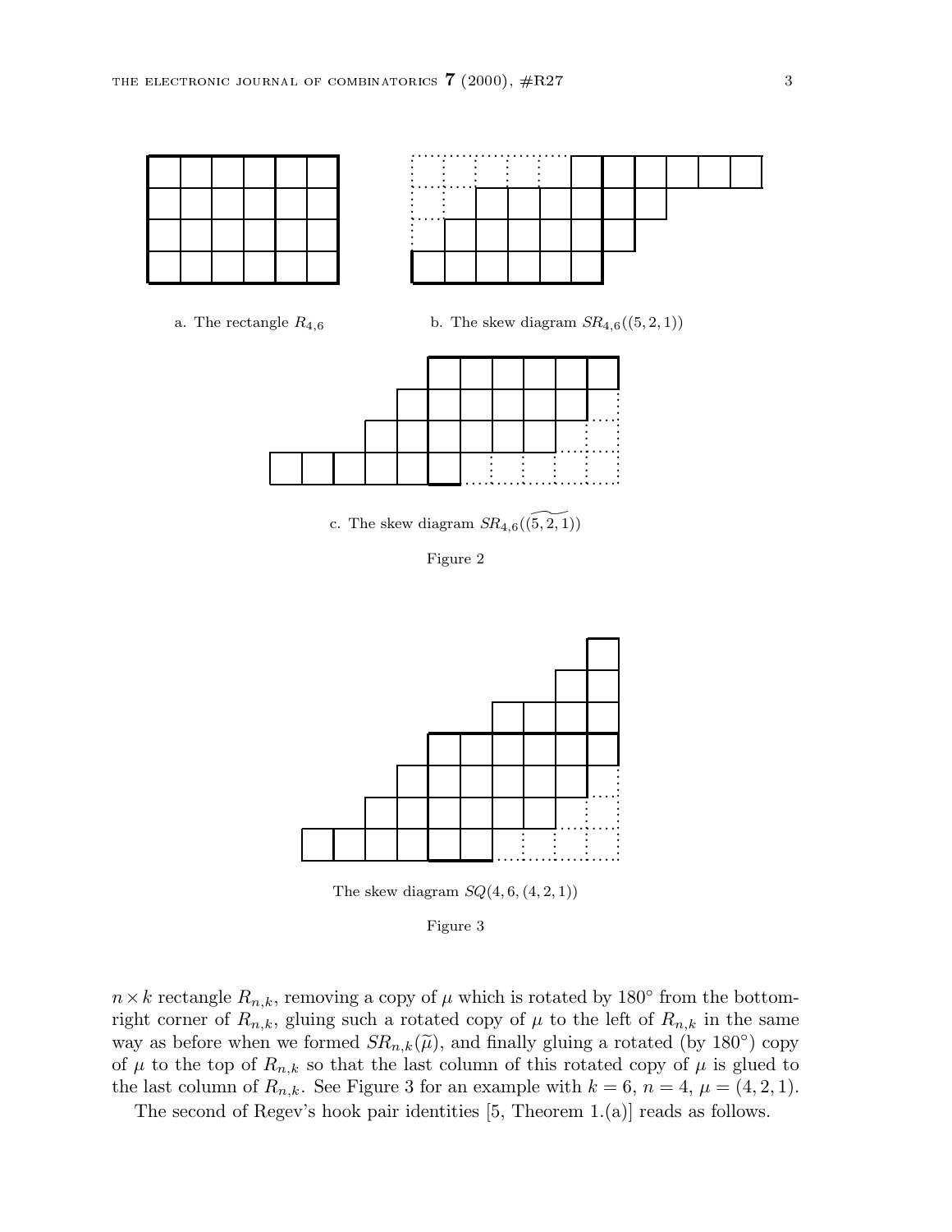a. The rectangle $R_{4,6}$

b. The skew diagram $SR_{4,6}((5,2,1))$

c. The skew diagram $SR_{4,6}(\widetilde{(5,2,1)})$

Figure 2

The skew diagram $SQ(4,6,(4,2,1))$

Figure 3

$n \times k$ rectangle $R_{n,k}$, removing a copy of $\mu$ which is rotated by 180° from the bottom-right corner of $R_{n,k}$, gluing such a rotated copy of $\mu$ to the left of $R_{n,k}$ in the same way as before when we formed $SR_{n,k}(\widetilde{\mu})$, and finally gluing a rotated (by 180°) copy of $\mu$ to the top of $R_{n,k}$ so that the last column of this rotated copy of $\mu$ is glued to the last column of $R_{n,k}$. See Figure 3 for an example with $k = 6$, $n = 4$, $\mu = (4,2,1)$.

The second of Regev's hook pair identities [5, Theorem 1.(a)] reads as follows.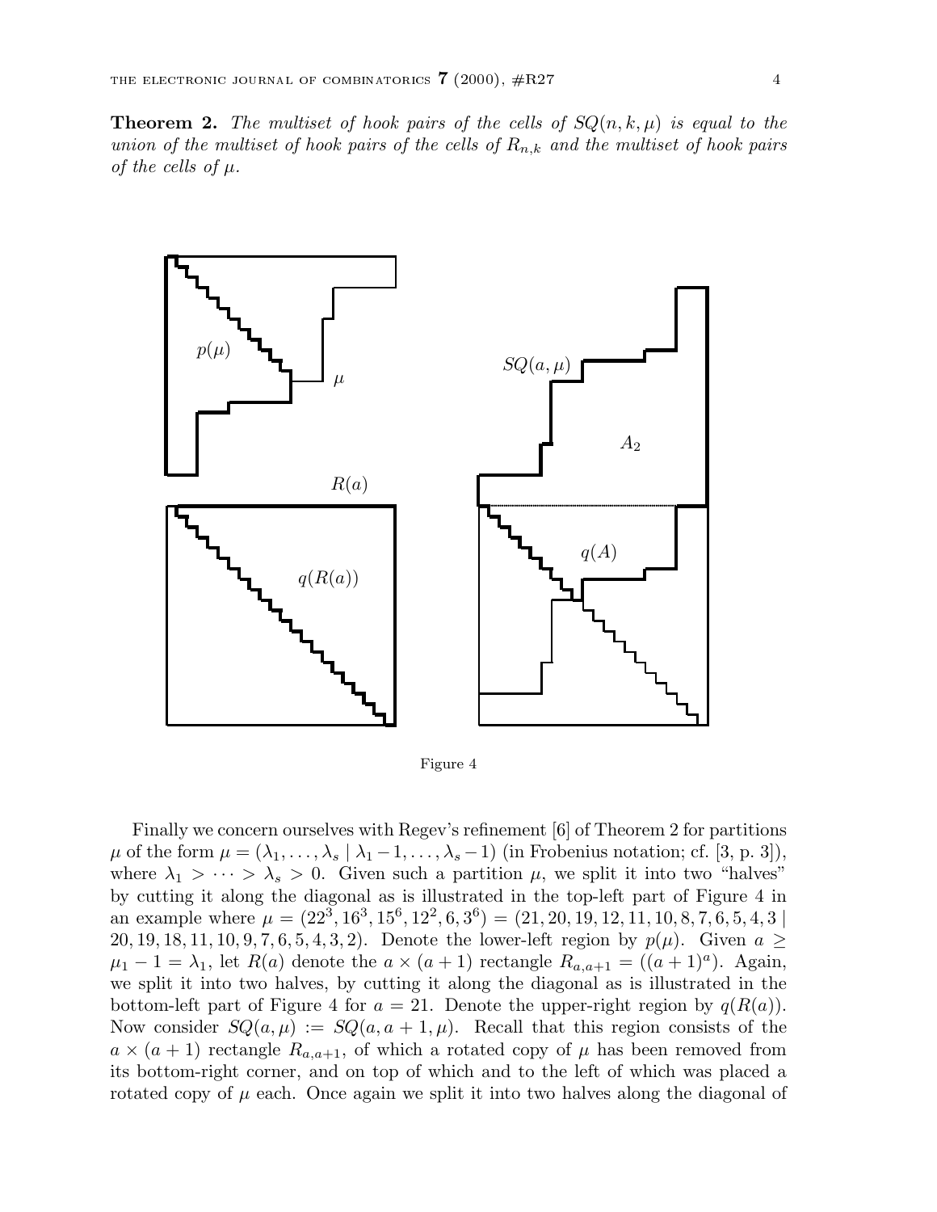**Theorem 2.** *The multiset of hook pairs of the cells of $SQ(n, k, \mu)$ is equal to the union of the multiset of hook pairs of the cells of $R_{n,k}$ and the multiset of hook pairs of the cells of $\mu$.*

Figure 4

Finally we concern ourselves with Regev's refinement [6] of Theorem 2 for partitions $\mu$ of the form $\mu = (\lambda_1, \ldots, \lambda_s \mid \lambda_1 - 1, \ldots, \lambda_s - 1)$ (in Frobenius notation; cf. [3, p. 3]), where $\lambda_1 > \cdots > \lambda_s > 0$. Given such a partition $\mu$, we split it into two "halves" by cutting it along the diagonal as is illustrated in the top-left part of Figure 4 in an example where $\mu = (22^3, 16^3, 15^6, 12^2, 6, 3^6) = (21, 20, 19, 12, 11, 10, 8, 7, 6, 5, 4, 3 \mid 20, 19, 18, 11, 10, 9, 7, 6, 5, 4, 3, 2)$. Denote the lower-left region by $p(\mu)$. Given $a \geq \mu_1 - 1 = \lambda_1$, let $R(a)$ denote the $a \times (a + 1)$ rectangle $R_{a,a+1} = ((a + 1)^a)$. Again, we split it into two halves, by cutting it along the diagonal as is illustrated in the bottom-left part of Figure 4 for $a = 21$. Denote the upper-right region by $q(R(a))$. Now consider $SQ(a, \mu) := SQ(a, a + 1, \mu)$. Recall that this region consists of the $a \times (a + 1)$ rectangle $R_{a,a+1}$, of which a rotated copy of $\mu$ has been removed from its bottom-right corner, and on top of which and to the left of which was placed a rotated copy of $\mu$ each. Once again we split it into two halves along the diagonal of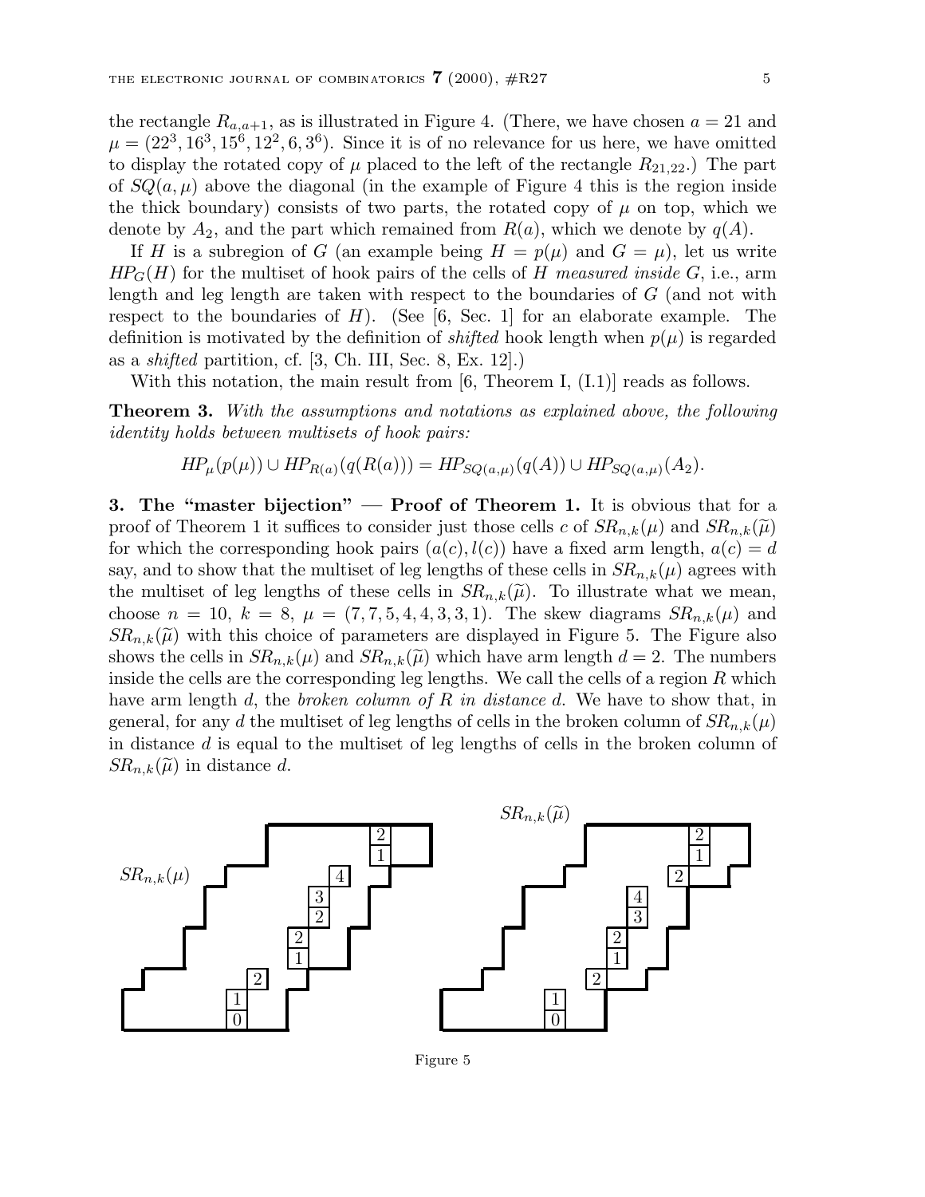the rectangle $R_{a,a+1}$, as is illustrated in Figure 4. (There, we have chosen $a = 21$ and $\mu = (22^3, 16^3, 15^6, 12^2, 6, 3^6)$. Since it is of no relevance for us here, we have omitted to display the rotated copy of $\mu$ placed to the left of the rectangle $R_{21,22}$.) The part of $SQ(a, \mu)$ above the diagonal (in the example of Figure 4 this is the region inside the thick boundary) consists of two parts, the rotated copy of $\mu$ on top, which we denote by $A_2$, and the part which remained from $R(a)$, which we denote by $q(A)$.

If $H$ is a subregion of $G$ (an example being $H = p(\mu)$ and $G = \mu$), let us write $HP_G(H)$ for the multiset of hook pairs of the cells of $H$ *measured inside* $G$, i.e., arm length and leg length are taken with respect to the boundaries of $G$ (and not with respect to the boundaries of $H$). (See [6, Sec. 1] for an elaborate example. The definition is motivated by the definition of *shifted* hook length when $p(\mu)$ is regarded as a *shifted* partition, cf. [3, Ch. III, Sec. 8, Ex. 12].)

With this notation, the main result from [6, Theorem I, (I.1)] reads as follows.

**Theorem 3.** *With the assumptions and notations as explained above, the following identity holds between multisets of hook pairs:*

$$HP_\mu(p(\mu)) \cup HP_{R(a)}(q(R(a))) = HP_{SQ(a,\mu)}(q(A)) \cup HP_{SQ(a,\mu)}(A_2).$$

**3. The "master bijection" — Proof of Theorem 1.** It is obvious that for a proof of Theorem 1 it suffices to consider just those cells $c$ of $SR_{n,k}(\mu)$ and $SR_{n,k}(\widetilde{\mu})$ for which the corresponding hook pairs $(a(c), l(c))$ have a fixed arm length, $a(c) = d$ say, and to show that the multiset of leg lengths of these cells in $SR_{n,k}(\mu)$ agrees with the multiset of leg lengths of these cells in $SR_{n,k}(\widetilde{\mu})$. To illustrate what we mean, choose $n = 10$, $k = 8$, $\mu = (7, 7, 5, 4, 4, 3, 3, 1)$. The skew diagrams $SR_{n,k}(\mu)$ and $SR_{n,k}(\widetilde{\mu})$ with this choice of parameters are displayed in Figure 5. The Figure also shows the cells in $SR_{n,k}(\mu)$ and $SR_{n,k}(\widetilde{\mu})$ which have arm length $d = 2$. The numbers inside the cells are the corresponding leg lengths. We call the cells of a region $R$ which have arm length $d$, the *broken column of $R$ in distance $d$*. We have to show that, in general, for any $d$ the multiset of leg lengths of cells in the broken column of $SR_{n,k}(\mu)$ in distance $d$ is equal to the multiset of leg lengths of cells in the broken column of $SR_{n,k}(\widetilde{\mu})$ in distance $d$.

Figure 5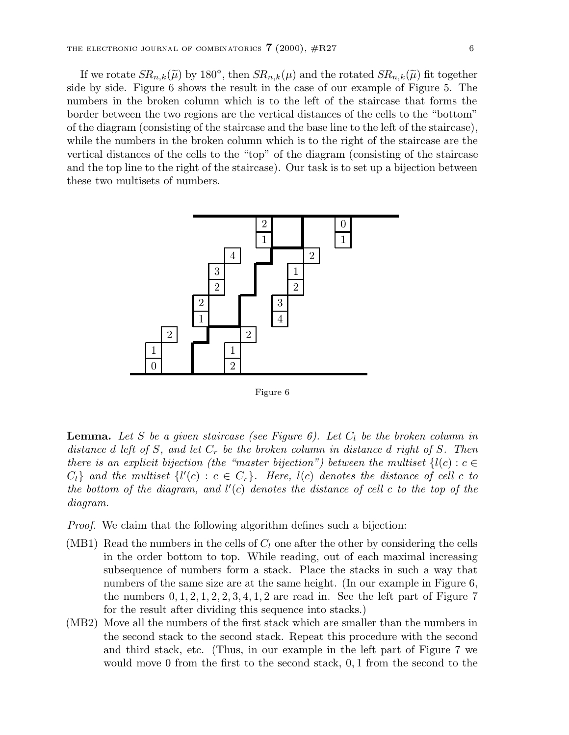If we rotate $SR_{n,k}(\widetilde{\mu})$ by $180^\circ$, then $SR_{n,k}(\mu)$ and the rotated $SR_{n,k}(\widetilde{\mu})$ fit together side by side. Figure 6 shows the result in the case of our example of Figure 5. The numbers in the broken column which is to the left of the staircase that forms the border between the two regions are the vertical distances of the cells to the "bottom" of the diagram (consisting of the staircase and the base line to the left of the staircase), while the numbers in the broken column which is to the right of the staircase are the vertical distances of the cells to the "top" of the diagram (consisting of the staircase and the top line to the right of the staircase). Our task is to set up a bijection between these two multisets of numbers.

Figure 6

**Lemma.** *Let $S$ be a given staircase (see Figure 6). Let $C_l$ be the broken column in distance $d$ left of $S$, and let $C_r$ be the broken column in distance $d$ right of $S$. Then there is an explicit bijection (the "master bijection") between the multiset $\{l(c) : c \in C_l\}$ and the multiset $\{l'(c) : c \in C_r\}$. Here, $l(c)$ denotes the distance of cell $c$ to the bottom of the diagram, and $l'(c)$ denotes the distance of cell $c$ to the top of the diagram.*

*Proof.* We claim that the following algorithm defines such a bijection:

(MB1) Read the numbers in the cells of $C_l$ one after the other by considering the cells in the order bottom to top. While reading, out of each maximal increasing subsequence of numbers form a stack. Place the stacks in such a way that numbers of the same size are at the same height. (In our example in Figure 6, the numbers $0, 1, 2, 1, 2, 2, 3, 4, 1, 2$ are read in. See the left part of Figure 7 for the result after dividing this sequence into stacks.)

(MB2) Move all the numbers of the first stack which are smaller than the numbers in the second stack to the second stack. Repeat this procedure with the second and third stack, etc. (Thus, in our example in the left part of Figure 7 we would move 0 from the first to the second stack, $0, 1$ from the second to the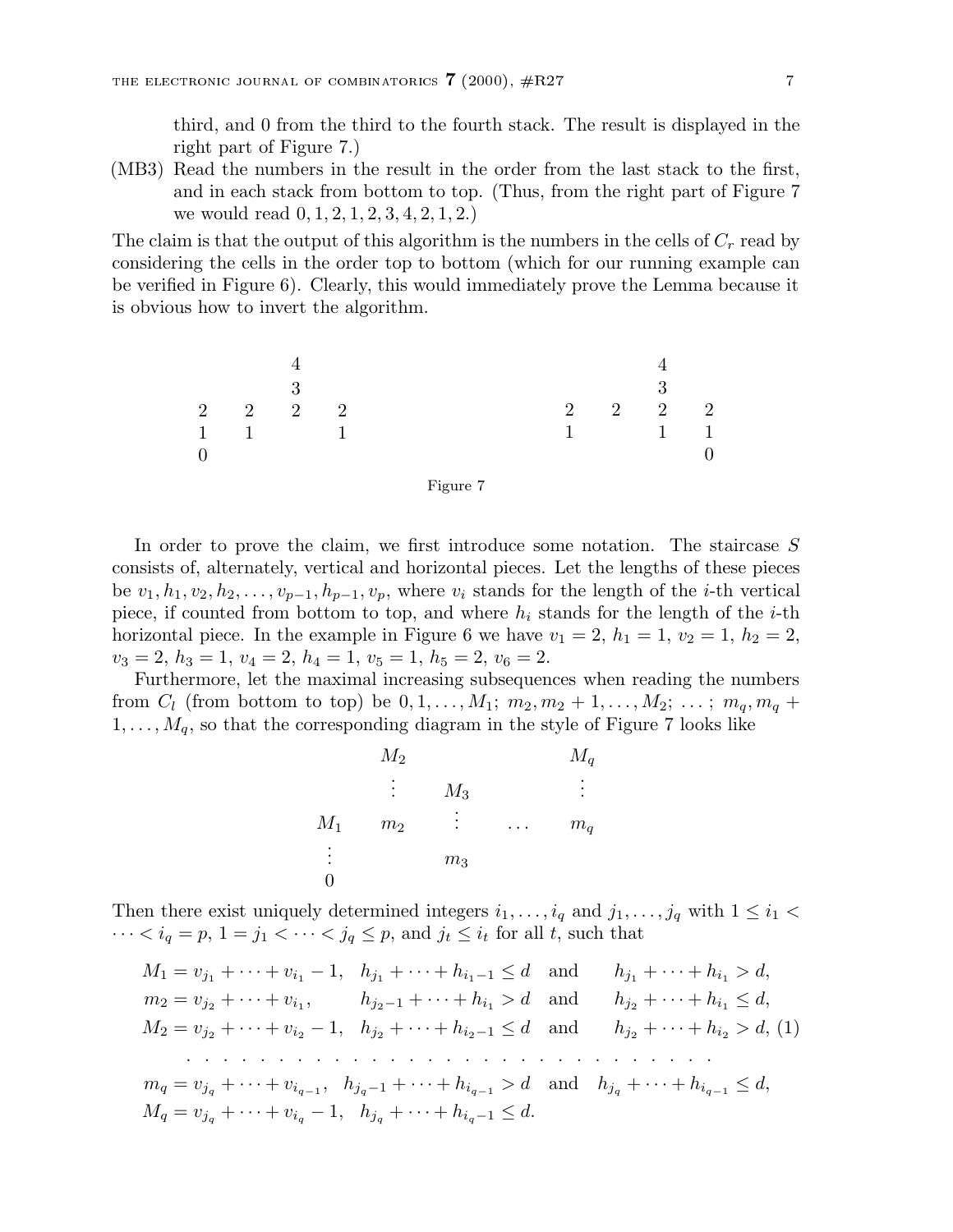third, and 0 from the third to the fourth stack. The result is displayed in the right part of Figure 7.)

(MB3) Read the numbers in the result in the order from the last stack to the first, and in each stack from bottom to top. (Thus, from the right part of Figure 7 we would read $0, 1, 2, 1, 2, 3, 4, 2, 1, 2$.)

The claim is that the output of this algorithm is the numbers in the cells of $C_r$ read by considering the cells in the order top to bottom (which for our running example can be verified in Figure 6). Clearly, this would immediately prove the Lemma because it is obvious how to invert the algorithm.

$$
\begin{array}{cccc}
 & & 4 & \\
 & & 3 & \\
2 & 2 & 2 & 2 \\
1 & 1 & & 1 \\
0 & & &
\end{array}
\qquad\qquad\qquad
\begin{array}{cccc}
 & & 4 & \\
 & & 3 & \\
2 & 2 & 2 & 2 \\
1 & & 1 & 1 \\
 & & & 0
\end{array}
$$

Figure 7

In order to prove the claim, we first introduce some notation. The staircase $S$ consists of, alternately, vertical and horizontal pieces. Let the lengths of these pieces be $v_1, h_1, v_2, h_2, \dots, v_{p-1}, h_{p-1}, v_p$, where $v_i$ stands for the length of the $i$-th vertical piece, if counted from bottom to top, and where $h_i$ stands for the length of the $i$-th horizontal piece. In the example in Figure 6 we have $v_1 = 2$, $h_1 = 1$, $v_2 = 1$, $h_2 = 2$, $v_3 = 2$, $h_3 = 1$, $v_4 = 2$, $h_4 = 1$, $v_5 = 1$, $h_5 = 2$, $v_6 = 2$.

Furthermore, let the maximal increasing subsequences when reading the numbers from $C_l$ (from bottom to top) be $0, 1, \dots, M_1$; $m_2, m_2 + 1, \dots, M_2$; $\dots$ ; $m_q, m_q + 1, \dots, M_q$, so that the corresponding diagram in the style of Figure 7 looks like

$$
\begin{array}{ccccc}
 & M_2 & & & M_q \\
 & \vdots & M_3 & & \vdots \\
M_1 & m_2 & \vdots & \dots & m_q \\
\vdots & & m_3 & & \\
0 & & & &
\end{array}
$$

Then there exist uniquely determined integers $i_1, \dots, i_q$ and $j_1, \dots, j_q$ with $1 \le i_1 < \dots < i_q = p$, $1 = j_1 < \dots < j_q \le p$, and $j_t \le i_t$ for all $t$, such that

$$
\begin{aligned}
&M_1 = v_{j_1} + \dots + v_{i_1} - 1, \quad h_{j_1} + \dots + h_{i_1 - 1} \le d \quad \text{and} \quad h_{j_1} + \dots + h_{i_1} > d, \\
&m_2 = v_{j_2} + \dots + v_{i_1}, \qquad h_{j_2 - 1} + \dots + h_{i_1} > d \quad \text{and} \quad h_{j_2} + \dots + h_{i_1} \le d, \\
&M_2 = v_{j_2} + \dots + v_{i_2} - 1, \quad h_{j_2} + \dots + h_{i_2 - 1} \le d \quad \text{and} \quad h_{j_2} + \dots + h_{i_2} > d, \qquad (1) \\
&\dots\dots\dots\dots\dots\dots\dots\dots\dots\dots \\
&m_q = v_{j_q} + \dots + v_{i_{q-1}}, \quad h_{j_q - 1} + \dots + h_{i_{q-1}} > d \quad \text{and} \quad h_{j_q} + \dots + h_{i_{q-1}} \le d, \\
&M_q = v_{j_q} + \dots + v_{i_q} - 1, \quad h_{j_q} + \dots + h_{i_q - 1} \le d.
\end{aligned}
$$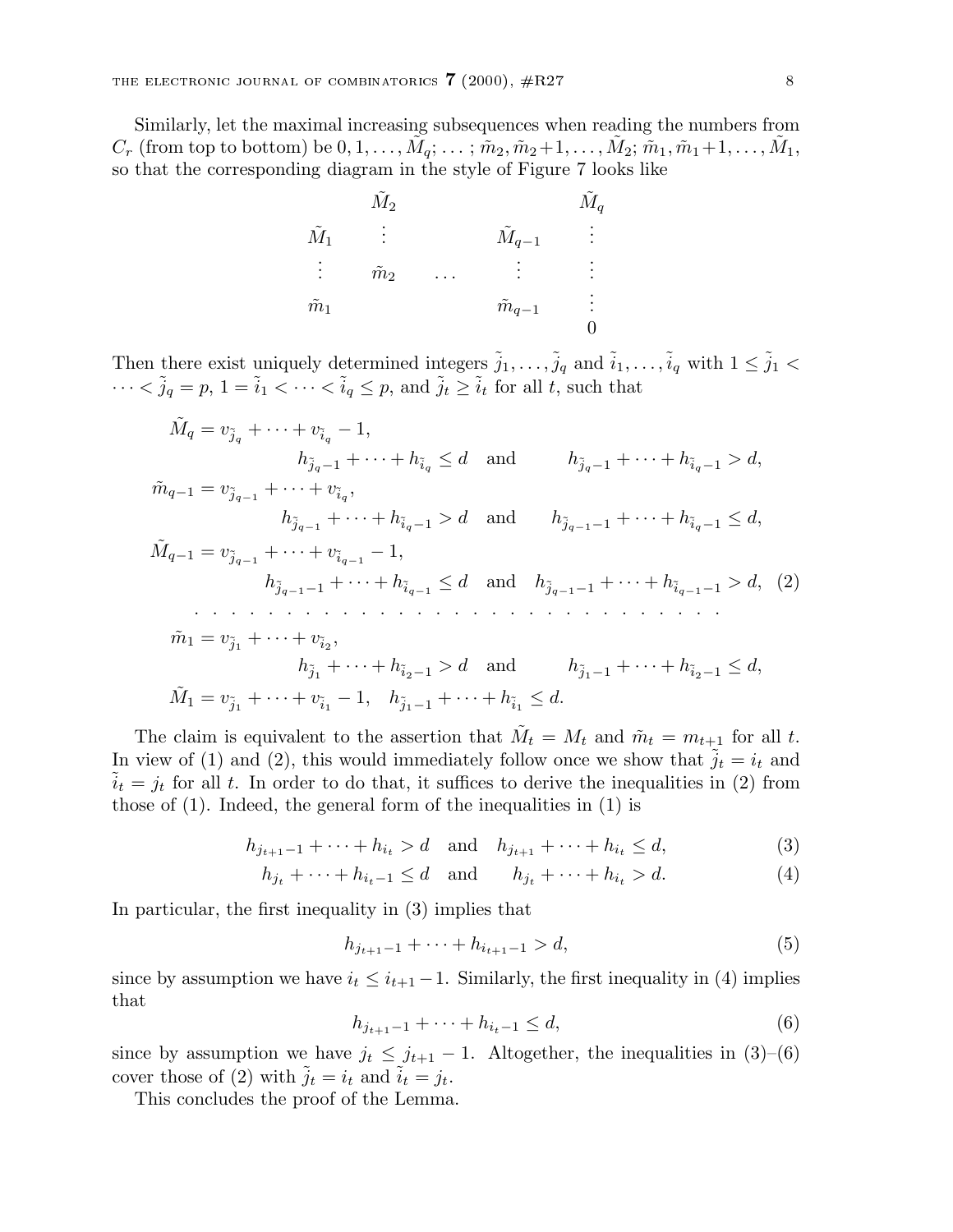Similarly, let the maximal increasing subsequences when reading the numbers from $C_r$ (from top to bottom) be $0, 1, \ldots, \tilde{M}_q; \ldots; \tilde{m}_2, \tilde{m}_2+1, \ldots, \tilde{M}_2; \tilde{m}_1, \tilde{m}_1+1, \ldots, \tilde{M}_1$, so that the corresponding diagram in the style of Figure 7 looks like

$$
\begin{array}{ccccc}
 & \tilde{M}_2 & & & \tilde{M}_q \\
\tilde{M}_1 & \vdots & & \tilde{M}_{q-1} & \vdots \\
\vdots & \tilde{m}_2 & \ldots & \vdots & \vdots \\
\tilde{m}_1 & & & \tilde{m}_{q-1} & \vdots \\
 & & & & 0
\end{array}
$$

Then there exist uniquely determined integers $\tilde{j}_1, \ldots, \tilde{j}_q$ and $\tilde{i}_1, \ldots, \tilde{i}_q$ with $1 \le \tilde{j}_1 < \cdots < \tilde{j}_q = p$, $1 = \tilde{i}_1 < \cdots < \tilde{i}_q \le p$, and $\tilde{j}_t \ge \tilde{i}_t$ for all $t$, such that

$$
\begin{aligned}
\tilde{M}_q &= v_{\tilde{j}_q} + \cdots + v_{\tilde{i}_q} - 1, \\
&\qquad h_{\tilde{j}_q - 1} + \cdots + h_{\tilde{i}_q} \le d \quad \text{and} \qquad h_{\tilde{j}_q - 1} + \cdots + h_{\tilde{i}_q - 1} > d, \\
\tilde{m}_{q-1} &= v_{\tilde{j}_{q-1}} + \cdots + v_{\tilde{i}_q}, \\
&\qquad h_{\tilde{j}_{q-1}} + \cdots + h_{\tilde{i}_q - 1} > d \quad \text{and} \qquad h_{\tilde{j}_{q-1} - 1} + \cdots + h_{\tilde{i}_q - 1} \le d, \\
\tilde{M}_{q-1} &= v_{\tilde{j}_{q-1}} + \cdots + v_{\tilde{i}_{q-1}} - 1, \\
&\qquad h_{\tilde{j}_{q-1} - 1} + \cdots + h_{\tilde{i}_{q-1}} \le d \quad \text{and} \quad h_{\tilde{j}_{q-1} - 1} + \cdots + h_{\tilde{i}_{q-1} - 1} > d, \qquad (2) \\
&\cdots\cdots\cdots\cdots\cdots\cdots\cdots\cdots\cdots\cdots \\
\tilde{m}_1 &= v_{\tilde{j}_1} + \cdots + v_{\tilde{i}_2}, \\
&\qquad h_{\tilde{j}_1} + \cdots + h_{\tilde{i}_2 - 1} > d \quad \text{and} \qquad h_{\tilde{j}_1 - 1} + \cdots + h_{\tilde{i}_2 - 1} \le d, \\
\tilde{M}_1 &= v_{\tilde{j}_1} + \cdots + v_{\tilde{i}_1} - 1, \quad h_{\tilde{j}_1 - 1} + \cdots + h_{\tilde{i}_1} \le d.
\end{aligned}
$$

The claim is equivalent to the assertion that $\tilde{M}_t = M_t$ and $\tilde{m}_t = m_{t+1}$ for all $t$. In view of (1) and (2), this would immediately follow once we show that $\tilde{j}_t = i_t$ and $\tilde{i}_t = j_t$ for all $t$. In order to do that, it suffices to derive the inequalities in (2) from those of (1). Indeed, the general form of the inequalities in (1) is

$$h_{j_{t+1}-1} + \cdots + h_{i_t} > d \quad \text{and} \quad h_{j_{t+1}} + \cdots + h_{i_t} \le d, \tag{3}$$

$$h_{j_t} + \cdots + h_{i_t - 1} \le d \quad \text{and} \qquad h_{j_t} + \cdots + h_{i_t} > d. \tag{4}$$

In particular, the first inequality in (3) implies that

$$h_{j_{t+1}-1} + \cdots + h_{i_{t+1}-1} > d, \tag{5}$$

since by assumption we have $i_t \le i_{t+1} - 1$. Similarly, the first inequality in (4) implies that

$$h_{j_{t+1}-1} + \cdots + h_{i_t - 1} \le d, \tag{6}$$

since by assumption we have $j_t \le j_{t+1} - 1$. Altogether, the inequalities in (3)–(6) cover those of (2) with $\tilde{j}_t = i_t$ and $\tilde{i}_t = j_t$.

This concludes the proof of the Lemma.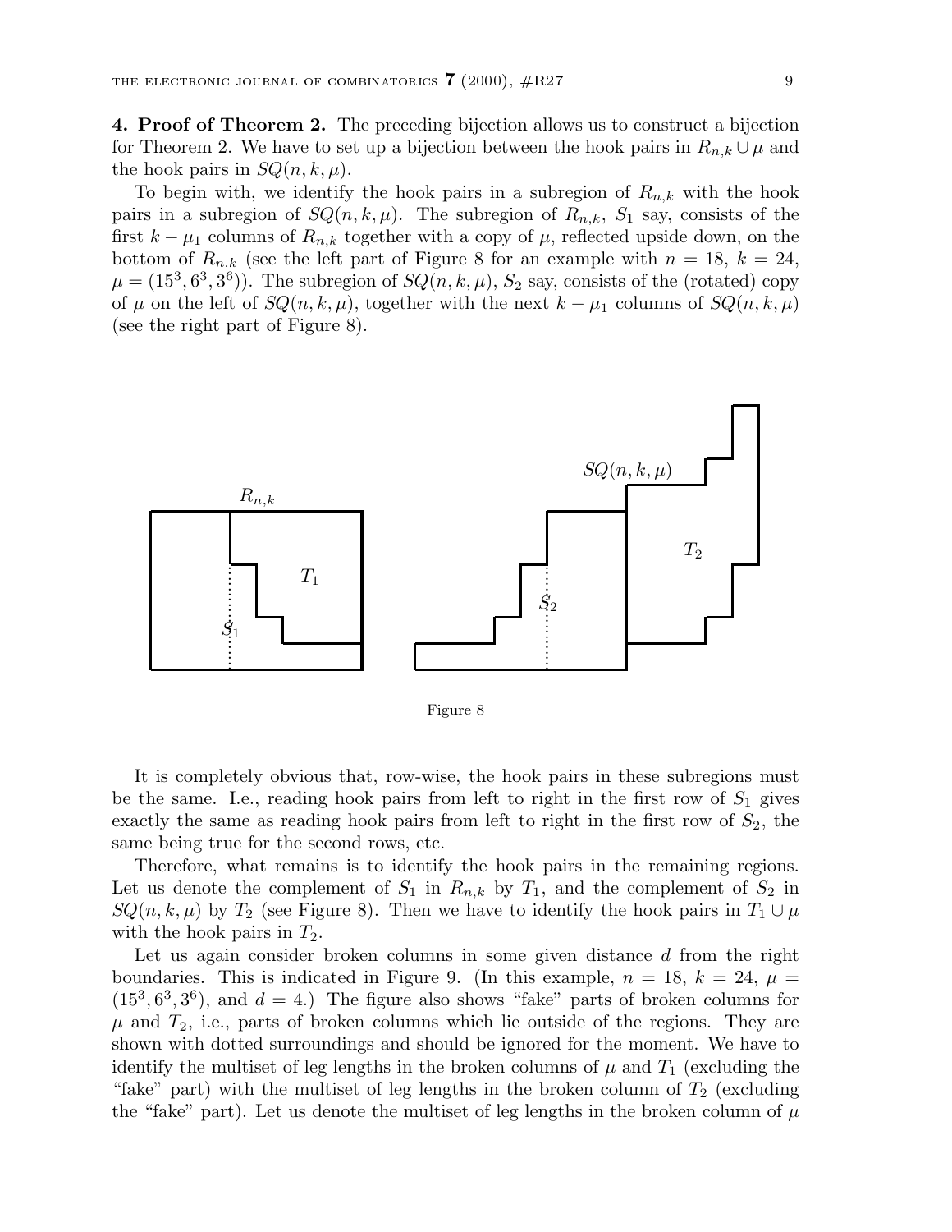**4. Proof of Theorem 2.** The preceding bijection allows us to construct a bijection for Theorem 2. We have to set up a bijection between the hook pairs in $R_{n,k} \cup \mu$ and the hook pairs in $SQ(n,k,\mu)$.

To begin with, we identify the hook pairs in a subregion of $R_{n,k}$ with the hook pairs in a subregion of $SQ(n,k,\mu)$. The subregion of $R_{n,k}$, $S_1$ say, consists of the first $k - \mu_1$ columns of $R_{n,k}$ together with a copy of $\mu$, reflected upside down, on the bottom of $R_{n,k}$ (see the left part of Figure 8 for an example with $n = 18$, $k = 24$, $\mu = (15^3, 6^3, 3^6)$). The subregion of $SQ(n,k,\mu)$, $S_2$ say, consists of the (rotated) copy of $\mu$ on the left of $SQ(n,k,\mu)$, together with the next $k - \mu_1$ columns of $SQ(n,k,\mu)$ (see the right part of Figure 8).

Figure 8

It is completely obvious that, row-wise, the hook pairs in these subregions must be the same. I.e., reading hook pairs from left to right in the first row of $S_1$ gives exactly the same as reading hook pairs from left to right in the first row of $S_2$, the same being true for the second rows, etc.

Therefore, what remains is to identify the hook pairs in the remaining regions. Let us denote the complement of $S_1$ in $R_{n,k}$ by $T_1$, and the complement of $S_2$ in $SQ(n,k,\mu)$ by $T_2$ (see Figure 8). Then we have to identify the hook pairs in $T_1 \cup \mu$ with the hook pairs in $T_2$.

Let us again consider broken columns in some given distance $d$ from the right boundaries. This is indicated in Figure 9. (In this example, $n = 18$, $k = 24$, $\mu = (15^3, 6^3, 3^6)$, and $d = 4$.) The figure also shows "fake" parts of broken columns for $\mu$ and $T_2$, i.e., parts of broken columns which lie outside of the regions. They are shown with dotted surroundings and should be ignored for the moment. We have to identify the multiset of leg lengths in the broken columns of $\mu$ and $T_1$ (excluding the "fake" part) with the multiset of leg lengths in the broken column of $T_2$ (excluding the "fake" part). Let us denote the multiset of leg lengths in the broken column of $\mu$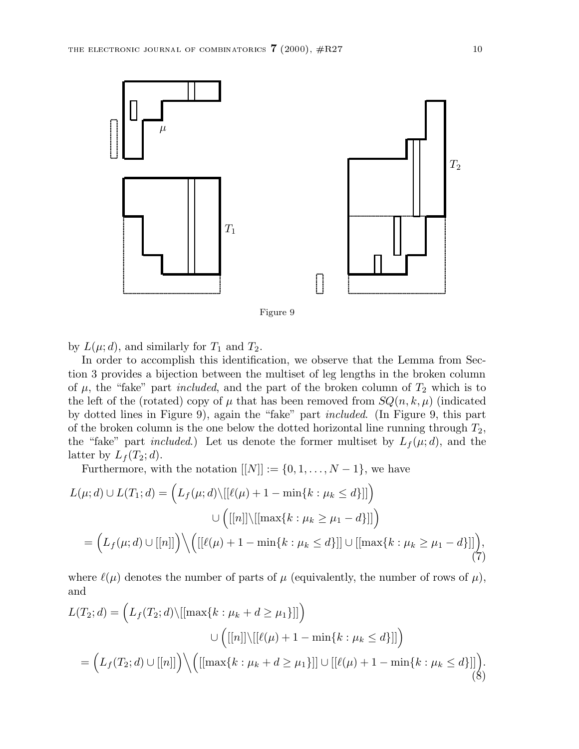Figure 9

by $L(\mu; d)$, and similarly for $T_1$ and $T_2$.

In order to accomplish this identification, we observe that the Lemma from Section 3 provides a bijection between the multiset of leg lengths in the broken column of $\mu$, the "fake" part *included*, and the part of the broken column of $T_2$ which is to the left of the (rotated) copy of $\mu$ that has been removed from $SQ(n, k, \mu)$ (indicated by dotted lines in Figure 9), again the "fake" part *included*. (In Figure 9, this part of the broken column is the one below the dotted horizontal line running through $T_2$, the "fake" part *included*.) Let us denote the former multiset by $L_f(\mu; d)$, and the latter by $L_f(T_2; d)$.

Furthermore, with the notation $[[N]] := \{0, 1, \dots, N-1\}$, we have

$$
\begin{aligned}
L(\mu; d) \cup L(T_1; d) &= \Big( L_f(\mu; d) \backslash [[\ell(\mu) + 1 - \min\{k : \mu_k \le d\}]] \Big) \\
&\qquad \cup \Big( [[n]] \backslash [[\max\{k : \mu_k \ge \mu_1 - d\}]] \Big) \\
&= \Big( L_f(\mu; d) \cup [[n]] \Big) \Big\backslash \Big( [[\ell(\mu) + 1 - \min\{k : \mu_k \le d\}]] \cup [[\max\{k : \mu_k \ge \mu_1 - d\}]] \Big),
\end{aligned} \tag{7}
$$

where $\ell(\mu)$ denotes the number of parts of $\mu$ (equivalently, the number of rows of $\mu$), and

$$
\begin{aligned}
L(T_2; d) &= \Big( L_f(T_2; d) \backslash [[\max\{k : \mu_k + d \ge \mu_1\}]] \Big) \\
&\qquad \cup \Big( [[n]] \backslash [[\ell(\mu) + 1 - \min\{k : \mu_k \le d\}]] \Big) \\
&= \Big( L_f(T_2; d) \cup [[n]] \Big) \Big\backslash \Big( [[\max\{k : \mu_k + d \ge \mu_1\}]] \cup [[\ell(\mu) + 1 - \min\{k : \mu_k \le d\}]] \Big).
\end{aligned} \tag{8}
$$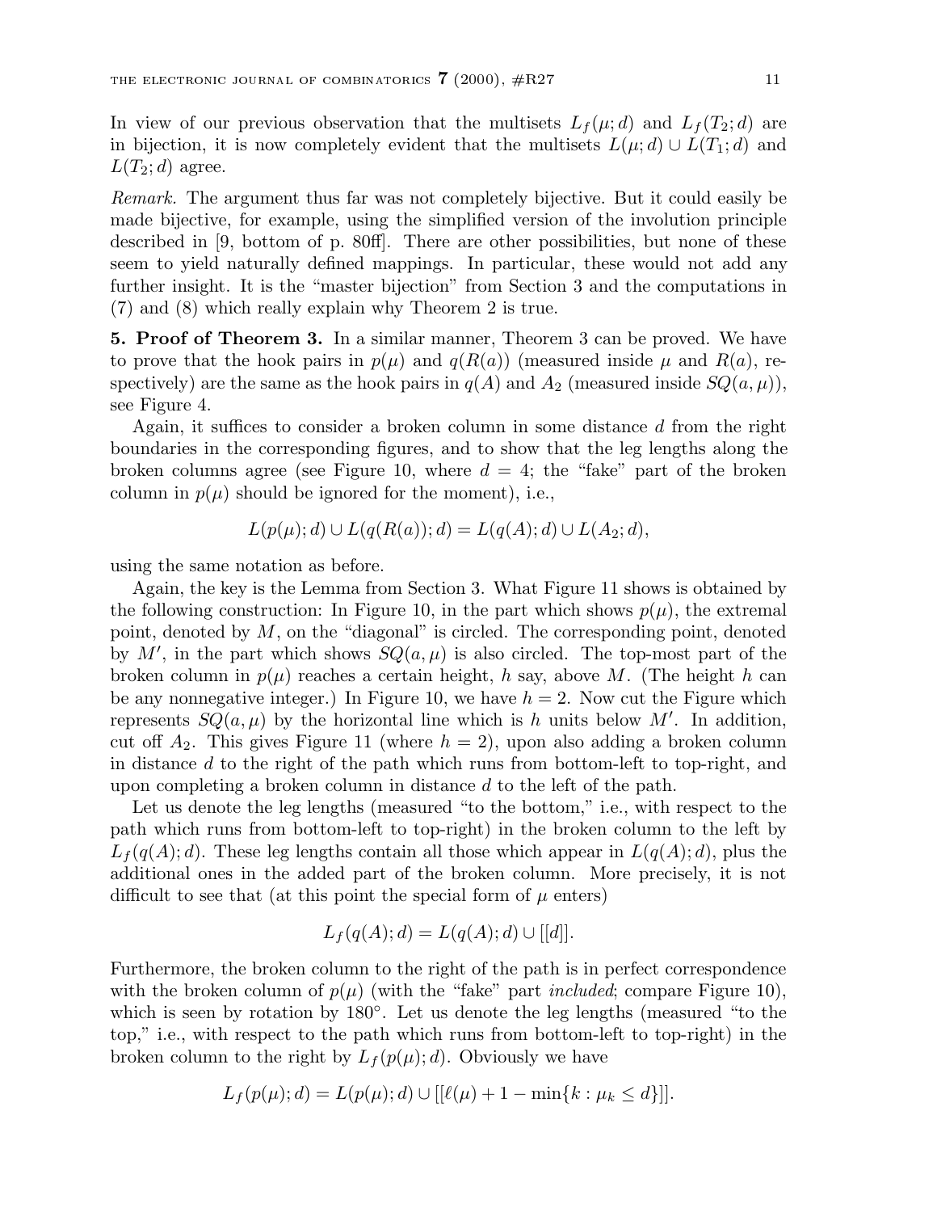In view of our previous observation that the multisets $L_f(\mu; d)$ and $L_f(T_2; d)$ are in bijection, it is now completely evident that the multisets $L(\mu; d) \cup L(T_1; d)$ and $L(T_2; d)$ agree.

*Remark.* The argument thus far was not completely bijective. But it could easily be made bijective, for example, using the simplified version of the involution principle described in [9, bottom of p. 80ff]. There are other possibilities, but none of these seem to yield naturally defined mappings. In particular, these would not add any further insight. It is the "master bijection" from Section 3 and the computations in (7) and (8) which really explain why Theorem 2 is true.

**5. Proof of Theorem 3.** In a similar manner, Theorem 3 can be proved. We have to prove that the hook pairs in $p(\mu)$ and $q(R(a))$ (measured inside $\mu$ and $R(a)$, respectively) are the same as the hook pairs in $q(A)$ and $A_2$ (measured inside $SQ(a, \mu)$), see Figure 4.

Again, it suffices to consider a broken column in some distance $d$ from the right boundaries in the corresponding figures, and to show that the leg lengths along the broken columns agree (see Figure 10, where $d = 4$; the "fake" part of the broken column in $p(\mu)$ should be ignored for the moment), i.e.,

$$L(p(\mu); d) \cup L(q(R(a)); d) = L(q(A); d) \cup L(A_2; d),$$

using the same notation as before.

Again, the key is the Lemma from Section 3. What Figure 11 shows is obtained by the following construction: In Figure 10, in the part which shows $p(\mu)$, the extremal point, denoted by $M$, on the "diagonal" is circled. The corresponding point, denoted by $M'$, in the part which shows $SQ(a, \mu)$ is also circled. The top-most part of the broken column in $p(\mu)$ reaches a certain height, $h$ say, above $M$. (The height $h$ can be any nonnegative integer.) In Figure 10, we have $h = 2$. Now cut the Figure which represents $SQ(a, \mu)$ by the horizontal line which is $h$ units below $M'$. In addition, cut off $A_2$. This gives Figure 11 (where $h = 2$), upon also adding a broken column in distance $d$ to the right of the path which runs from bottom-left to top-right, and upon completing a broken column in distance $d$ to the left of the path.

Let us denote the leg lengths (measured "to the bottom," i.e., with respect to the path which runs from bottom-left to top-right) in the broken column to the left by $L_f(q(A); d)$. These leg lengths contain all those which appear in $L(q(A); d)$, plus the additional ones in the added part of the broken column. More precisely, it is not difficult to see that (at this point the special form of $\mu$ enters)

$$L_f(q(A); d) = L(q(A); d) \cup [[d]].$$

Furthermore, the broken column to the right of the path is in perfect correspondence with the broken column of $p(\mu)$ (with the "fake" part *included*; compare Figure 10), which is seen by rotation by $180°$. Let us denote the leg lengths (measured "to the top," i.e., with respect to the path which runs from bottom-left to top-right) in the broken column to the right by $L_f(p(\mu); d)$. Obviously we have

$$L_f(p(\mu); d) = L(p(\mu); d) \cup [[\ell(\mu) + 1 - \min\{k : \mu_k \leq d\}]].$$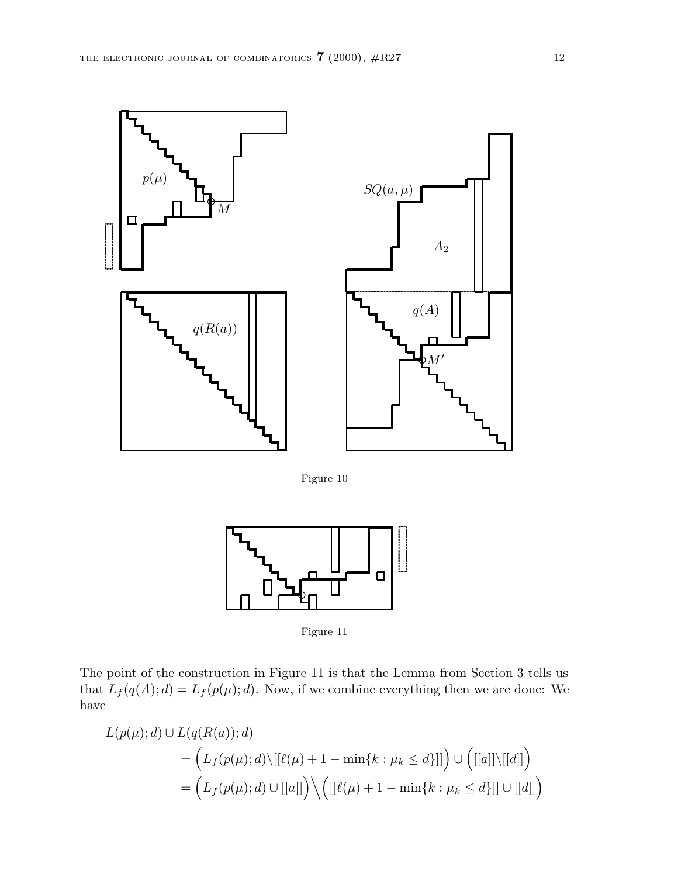Figure 10

Figure 11

The point of the construction in Figure 11 is that the Lemma from Section 3 tells us that $L_f(q(A); d) = L_f(p(\mu); d)$. Now, if we combine everything then we are done: We have

$$
\begin{aligned}
L(p(\mu); d) \cup L(q(R(a)); d) \\
&= \Big( L_f(p(\mu); d) \backslash [[\ell(\mu) + 1 - \min\{k : \mu_k \le d\}]] \Big) \cup \Big( [[a]] \backslash [[d]] \Big) \\
&= \Big( L_f(p(\mu); d) \cup [[a]] \Big) \Big\backslash \Big( [[\ell(\mu) + 1 - \min\{k : \mu_k \le d\}]] \cup [[d]] \Big)
\end{aligned}
$$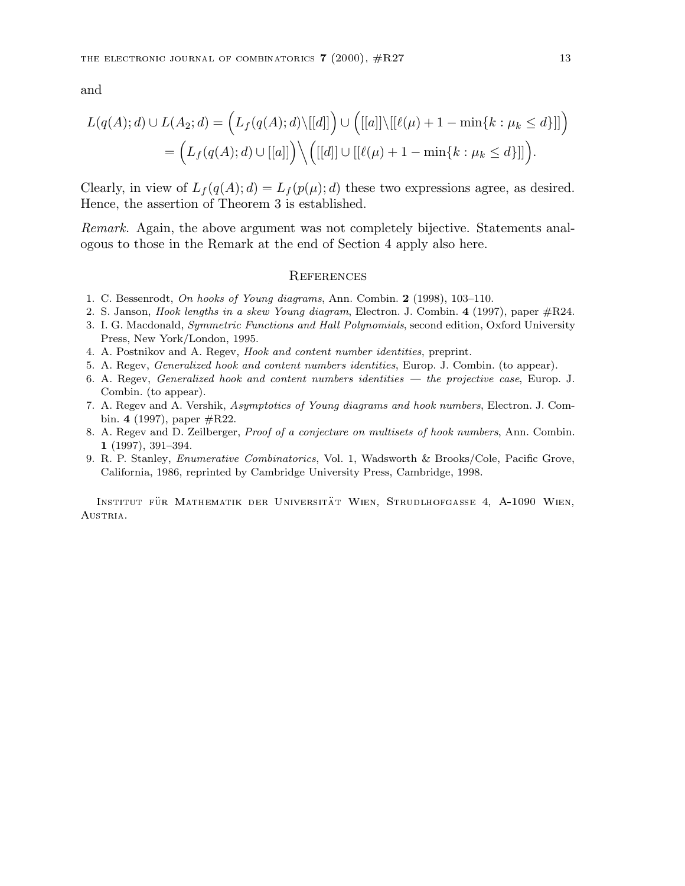and

$$
\begin{aligned}
L(q(A);d)\cup L(A_2;d) &= \Big(L_f(q(A);d)\backslash[[d]]\Big)\cup\Big([[a]]\backslash[[\ell(\mu)+1-\min\{k:\mu_k\le d\}]]\Big)\\
&= \Big(L_f(q(A);d)\cup[[a]]\Big)\Big\backslash\Big([[d]]\cup[[\ell(\mu)+1-\min\{k:\mu_k\le d\}]]\Big).
\end{aligned}
$$

Clearly, in view of $L_f(q(A);d) = L_f(p(\mu);d)$ these two expressions agree, as desired. Hence, the assertion of Theorem 3 is established.

*Remark.* Again, the above argument was not completely bijective. Statements analogous to those in the Remark at the end of Section 4 apply also here.

## References

1. C. Bessenrodt, *On hooks of Young diagrams*, Ann. Combin. **2** (1998), 103–110.
2. S. Janson, *Hook lengths in a skew Young diagram*, Electron. J. Combin. **4** (1997), paper #R24.
3. I. G. Macdonald, *Symmetric Functions and Hall Polynomials*, second edition, Oxford University Press, New York/London, 1995.
4. A. Postnikov and A. Regev, *Hook and content number identities*, preprint.
5. A. Regev, *Generalized hook and content numbers identities*, Europ. J. Combin. (to appear).
6. A. Regev, *Generalized hook and content numbers identities — the projective case*, Europ. J. Combin. (to appear).
7. A. Regev and A. Vershik, *Asymptotics of Young diagrams and hook numbers*, Electron. J. Combin. **4** (1997), paper #R22.
8. A. Regev and D. Zeilberger, *Proof of a conjecture on multisets of hook numbers*, Ann. Combin. **1** (1997), 391–394.
9. R. P. Stanley, *Enumerative Combinatorics*, Vol. 1, Wadsworth & Brooks/Cole, Pacific Grove, California, 1986, reprinted by Cambridge University Press, Cambridge, 1998.

Institut für Mathematik der Universität Wien, Strudlhofgasse 4, A-1090 Wien, Austria.